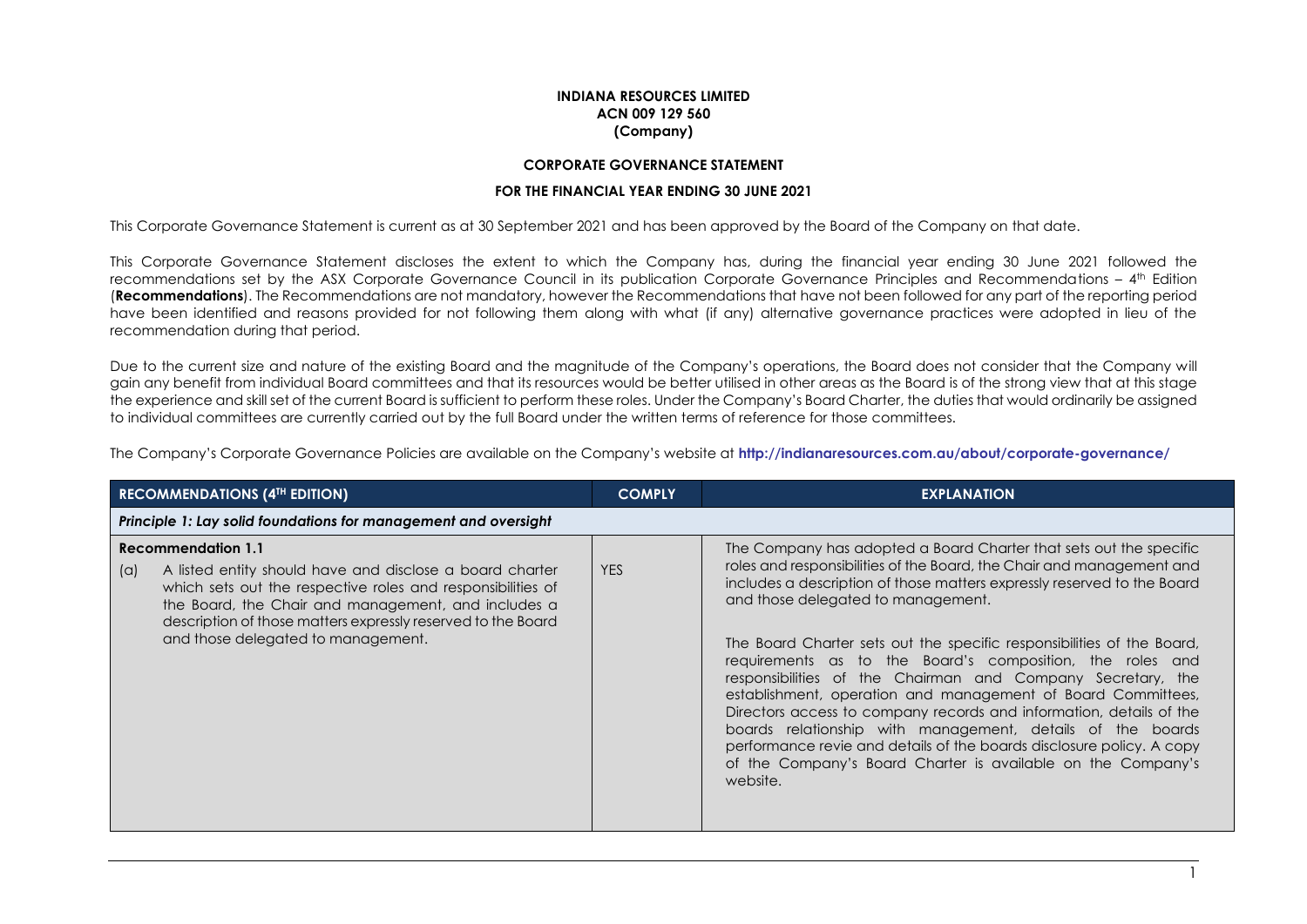**INDIANA RESOURCES LIMITED**
**ACN 009 129 560**
**(Company)**

**CORPORATE GOVERNANCE STATEMENT**

**FOR THE FINANCIAL YEAR ENDING 30 JUNE 2021**

This Corporate Governance Statement is current as at 30 September 2021 and has been approved by the Board of the Company on that date.

This Corporate Governance Statement discloses the extent to which the Company has, during the financial year ending 30 June 2021 followed the recommendations set by the ASX Corporate Governance Council in its publication Corporate Governance Principles and Recommendations – 4th Edition (**Recommendations**). The Recommendations are not mandatory, however the Recommendations that have not been followed for any part of the reporting period have been identified and reasons provided for not following them along with what (if any) alternative governance practices were adopted in lieu of the recommendation during that period.

Due to the current size and nature of the existing Board and the magnitude of the Company's operations, the Board does not consider that the Company will gain any benefit from individual Board committees and that its resources would be better utilised in other areas as the Board is of the strong view that at this stage the experience and skill set of the current Board is sufficient to perform these roles. Under the Company's Board Charter, the duties that would ordinarily be assigned to individual committees are currently carried out by the full Board under the written terms of reference for those committees.

The Company's Corporate Governance Policies are available on the Company's website at **http://indianaresources.com.au/about/corporate-governance/**

| RECOMMENDATIONS (4TH EDITION) | COMPLY | EXPLANATION |
|---|---|---|
| ***Principle 1: Lay solid foundations for management and oversight*** | | |
| **Recommendation 1.1**<br>(a) A listed entity should have and disclose a board charter which sets out the respective roles and responsibilities of the Board, the Chair and management, and includes a description of those matters expressly reserved to the Board and those delegated to management. | YES | The Company has adopted a Board Charter that sets out the specific roles and responsibilities of the Board, the Chair and management and includes a description of those matters expressly reserved to the Board and those delegated to management.<br><br>The Board Charter sets out the specific responsibilities of the Board, requirements as to the Board's composition, the roles and responsibilities of the Chairman and Company Secretary, the establishment, operation and management of Board Committees, Directors access to company records and information, details of the boards relationship with management, details of the boards performance revie and details of the boards disclosure policy. A copy of the Company's Board Charter is available on the Company's website. |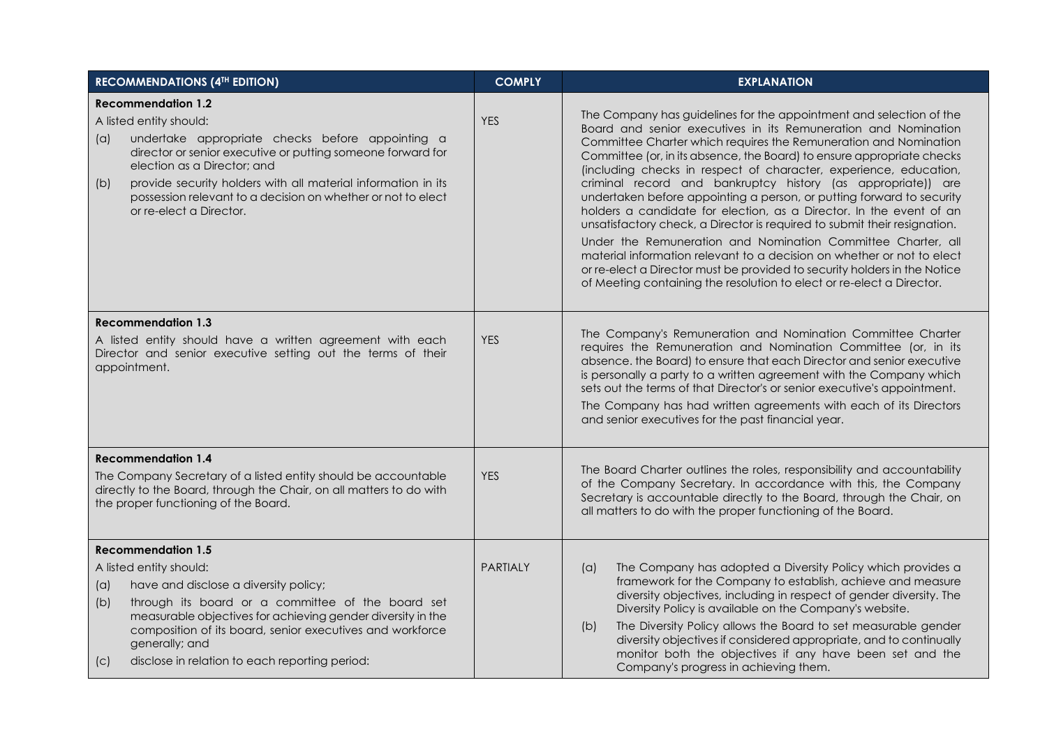| RECOMMENDATIONS (4TH EDITION) | COMPLY | EXPLANATION |
|---|---|---|
| **Recommendation 1.2**<br>A listed entity should:<br>(a) undertake appropriate checks before appointing a director or senior executive or putting someone forward for election as a Director; and<br>(b) provide security holders with all material information in its possession relevant to a decision on whether or not to elect or re-elect a Director. | YES | The Company has guidelines for the appointment and selection of the Board and senior executives in its Remuneration and Nomination Committee Charter which requires the Remuneration and Nomination Committee (or, in its absence, the Board) to ensure appropriate checks (including checks in respect of character, experience, education, criminal record and bankruptcy history (as appropriate)) are undertaken before appointing a person, or putting forward to security holders a candidate for election, as a Director. In the event of an unsatisfactory check, a Director is required to submit their resignation.<br>Under the Remuneration and Nomination Committee Charter, all material information relevant to a decision on whether or not to elect or re-elect a Director must be provided to security holders in the Notice of Meeting containing the resolution to elect or re-elect a Director. |
| **Recommendation 1.3**<br>A listed entity should have a written agreement with each Director and senior executive setting out the terms of their appointment. | YES | The Company's Remuneration and Nomination Committee Charter requires the Remuneration and Nomination Committee (or, in its absence. the Board) to ensure that each Director and senior executive is personally a party to a written agreement with the Company which sets out the terms of that Director's or senior executive's appointment.<br>The Company has had written agreements with each of its Directors and senior executives for the past financial year. |
| **Recommendation 1.4**<br>The Company Secretary of a listed entity should be accountable directly to the Board, through the Chair, on all matters to do with the proper functioning of the Board. | YES | The Board Charter outlines the roles, responsibility and accountability of the Company Secretary. In accordance with this, the Company Secretary is accountable directly to the Board, through the Chair, on all matters to do with the proper functioning of the Board. |
| **Recommendation 1.5**<br>A listed entity should:<br>(a) have and disclose a diversity policy;<br>(b) through its board or a committee of the board set measurable objectives for achieving gender diversity in the composition of its board, senior executives and workforce generally; and<br>(c) disclose in relation to each reporting period: | PARTIALY | (a) The Company has adopted a Diversity Policy which provides a framework for the Company to establish, achieve and measure diversity objectives, including in respect of gender diversity. The Diversity Policy is available on the Company's website.<br>(b) The Diversity Policy allows the Board to set measurable gender diversity objectives if considered appropriate, and to continually monitor both the objectives if any have been set and the Company's progress in achieving them. |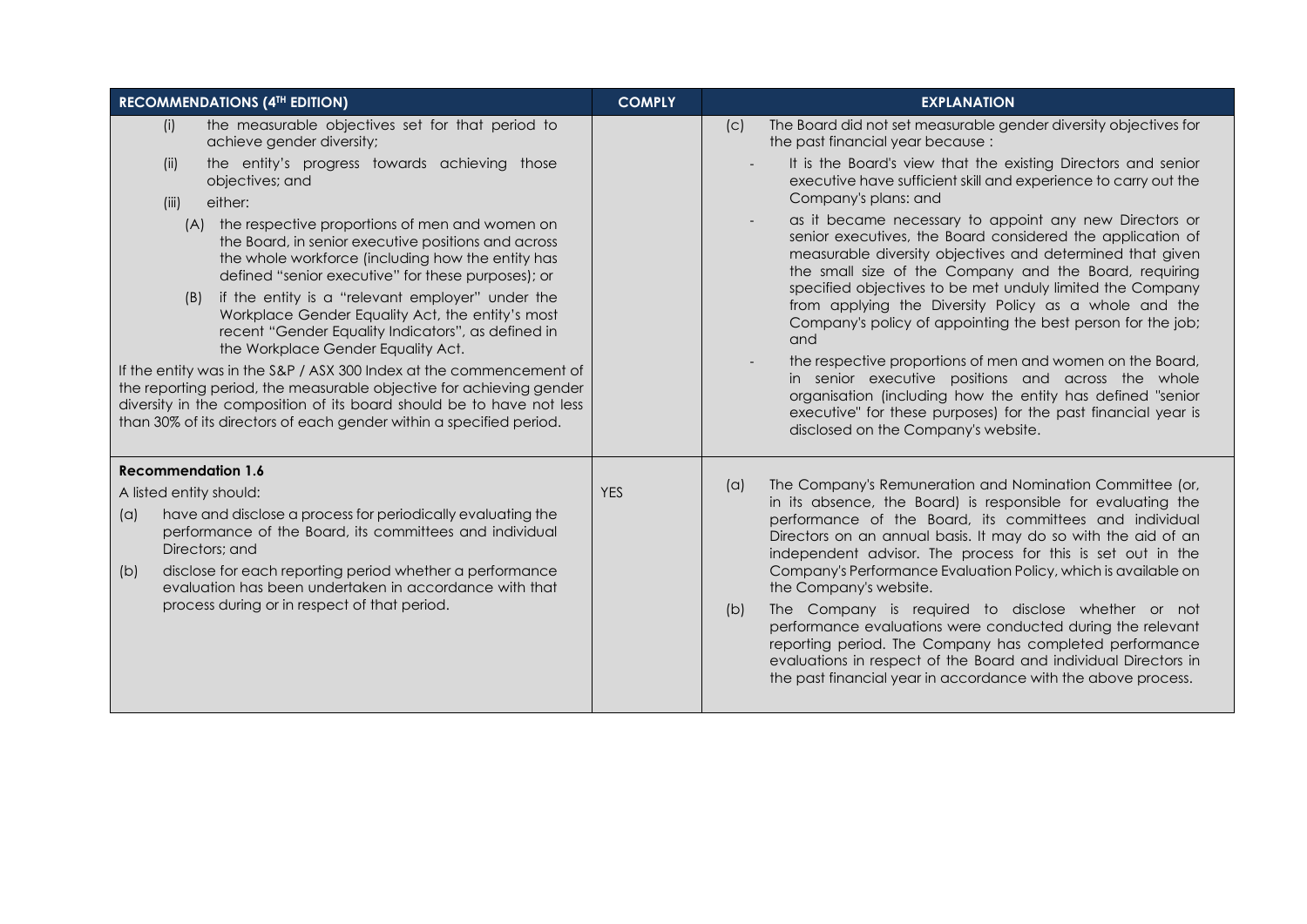| RECOMMENDATIONS (4TH EDITION) | COMPLY | EXPLANATION |
|---|---|---|
| (i) the measurable objectives set for that period to achieve gender diversity;<br>(ii) the entity's progress towards achieving those objectives; and<br>(iii) either:<br>(A) the respective proportions of men and women on the Board, in senior executive positions and across the whole workforce (including how the entity has defined "senior executive" for these purposes); or<br>(B) if the entity is a "relevant employer" under the Workplace Gender Equality Act, the entity's most recent "Gender Equality Indicators", as defined in the Workplace Gender Equality Act.<br>If the entity was in the S&P / ASX 300 Index at the commencement of the reporting period, the measurable objective for achieving gender diversity in the composition of its board should be to have not less than 30% of its directors of each gender within a specified period. | | (c) The Board did not set measurable gender diversity objectives for the past financial year because :<br>- It is the Board's view that the existing Directors and senior executive have sufficient skill and experience to carry out the Company's plans: and<br>- as it became necessary to appoint any new Directors or senior executives, the Board considered the application of measurable diversity objectives and determined that given the small size of the Company and the Board, requiring specified objectives to be met unduly limited the Company from applying the Diversity Policy as a whole and the Company's policy of appointing the best person for the job; and<br>- the respective proportions of men and women on the Board, in senior executive positions and across the whole organisation (including how the entity has defined "senior executive" for these purposes) for the past financial year is disclosed on the Company's website. |
| **Recommendation 1.6**<br>A listed entity should:<br>(a) have and disclose a process for periodically evaluating the performance of the Board, its committees and individual Directors; and<br>(b) disclose for each reporting period whether a performance evaluation has been undertaken in accordance with that process during or in respect of that period. | YES | (a) The Company's Remuneration and Nomination Committee (or, in its absence, the Board) is responsible for evaluating the performance of the Board, its committees and individual Directors on an annual basis. It may do so with the aid of an independent advisor. The process for this is set out in the Company's Performance Evaluation Policy, which is available on the Company's website.<br>(b) The Company is required to disclose whether or not performance evaluations were conducted during the relevant reporting period. The Company has completed performance evaluations in respect of the Board and individual Directors in the past financial year in accordance with the above process. |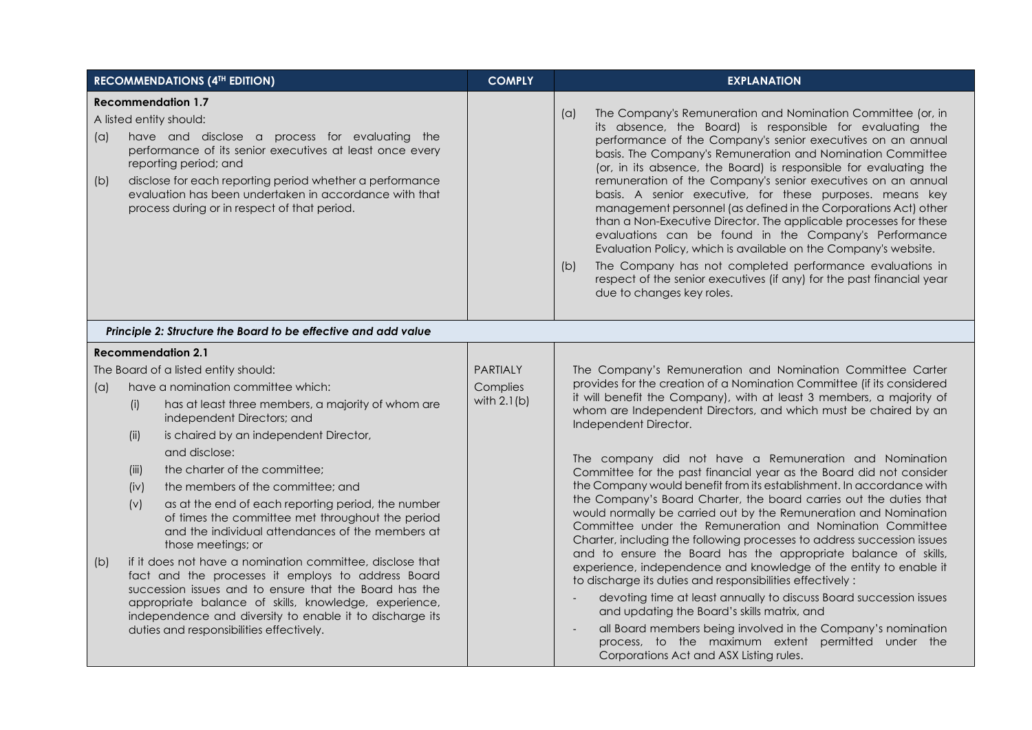| RECOMMENDATIONS (4[TH] EDITION) | COMPLY | EXPLANATION |
|---|---|---|
| **Recommendation 1.7**<br>A listed entity should:<br>(a) have and disclose a process for evaluating the performance of its senior executives at least once every reporting period; and<br>(b) disclose for each reporting period whether a performance evaluation has been undertaken in accordance with that process during or in respect of that period. | | (a) The Company's Remuneration and Nomination Committee (or, in its absence, the Board) is responsible for evaluating the performance of the Company's senior executives on an annual basis. The Company's Remuneration and Nomination Committee (or, in its absence, the Board) is responsible for evaluating the remuneration of the Company's senior executives on an annual basis. A senior executive, for these purposes. means key management personnel (as defined in the Corporations Act) other than a Non-Executive Director. The applicable processes for these evaluations can be found in the Company's Performance Evaluation Policy, which is available on the Company's website.<br>(b) The Company has not completed performance evaluations in respect of the senior executives (if any) for the past financial year due to changes key roles. |
| ***Principle 2: Structure the Board to be effective and add value*** | | |
| **Recommendation 2.1**<br>The Board of a listed entity should:<br>(a) have a nomination committee which:<br>(i) has at least three members, a majority of whom are independent Directors; and<br>(ii) is chaired by an independent Director,<br>and disclose:<br>(iii) the charter of the committee;<br>(iv) the members of the committee; and<br>(v) as at the end of each reporting period, the number of times the committee met throughout the period and the individual attendances of the members at those meetings; or<br>(b) if it does not have a nomination committee, disclose that fact and the processes it employs to address Board succession issues and to ensure that the Board has the appropriate balance of skills, knowledge, experience, independence and diversity to enable it to discharge its duties and responsibilities effectively. | PARTIALY Complies with 2.1(b) | The Company's Remuneration and Nomination Committee Carter provides for the creation of a Nomination Committee (if its considered it will benefit the Company), with at least 3 members, a majority of whom are Independent Directors, and which must be chaired by an Independent Director.<br><br>The company did not have a Remuneration and Nomination Committee for the past financial year as the Board did not consider the Company would benefit from its establishment. In accordance with the Company's Board Charter, the board carries out the duties that would normally be carried out by the Remuneration and Nomination Committee under the Remuneration and Nomination Committee Charter, including the following processes to address succession issues and to ensure the Board has the appropriate balance of skills, experience, independence and knowledge of the entity to enable it to discharge its duties and responsibilities effectively :<br>- devoting time at least annually to discuss Board succession issues and updating the Board's skills matrix, and<br>- all Board members being involved in the Company's nomination process, to the maximum extent permitted under the Corporations Act and ASX Listing rules. |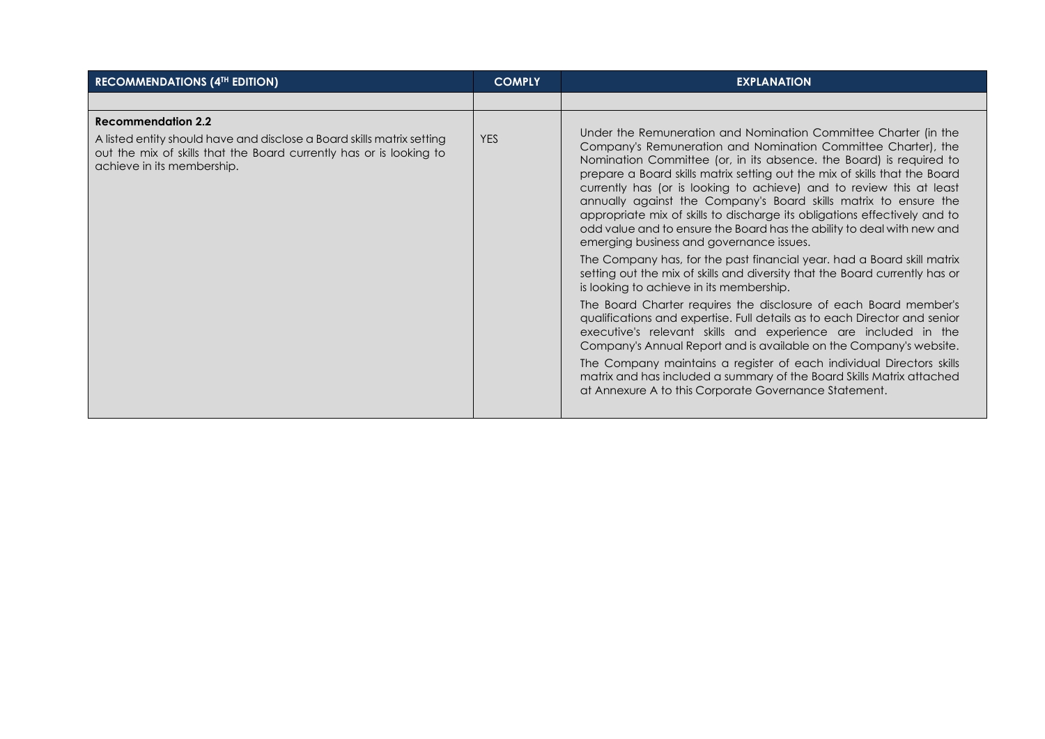| RECOMMENDATIONS (4TH EDITION) | COMPLY | EXPLANATION |
|---|---|---|
| | | |
| **Recommendation 2.2**<br>A listed entity should have and disclose a Board skills matrix setting out the mix of skills that the Board currently has or is looking to achieve in its membership. | YES | Under the Remuneration and Nomination Committee Charter (in the Company's Remuneration and Nomination Committee Charter), the Nomination Committee (or, in its absence. the Board) is required to prepare a Board skills matrix setting out the mix of skills that the Board currently has (or is looking to achieve) and to review this at least annually against the Company's Board skills matrix to ensure the appropriate mix of skills to discharge its obligations effectively and to odd value and to ensure the Board has the ability to deal with new and emerging business and governance issues.<br>The Company has, for the past financial year. had a Board skill matrix setting out the mix of skills and diversity that the Board currently has or is looking to achieve in its membership.<br>The Board Charter requires the disclosure of each Board member's qualifications and expertise. Full details as to each Director and senior executive's relevant skills and experience are included in the Company's Annual Report and is available on the Company's website.<br>The Company maintains a register of each individual Directors skills matrix and has included a summary of the Board Skills Matrix attached at Annexure A to this Corporate Governance Statement. |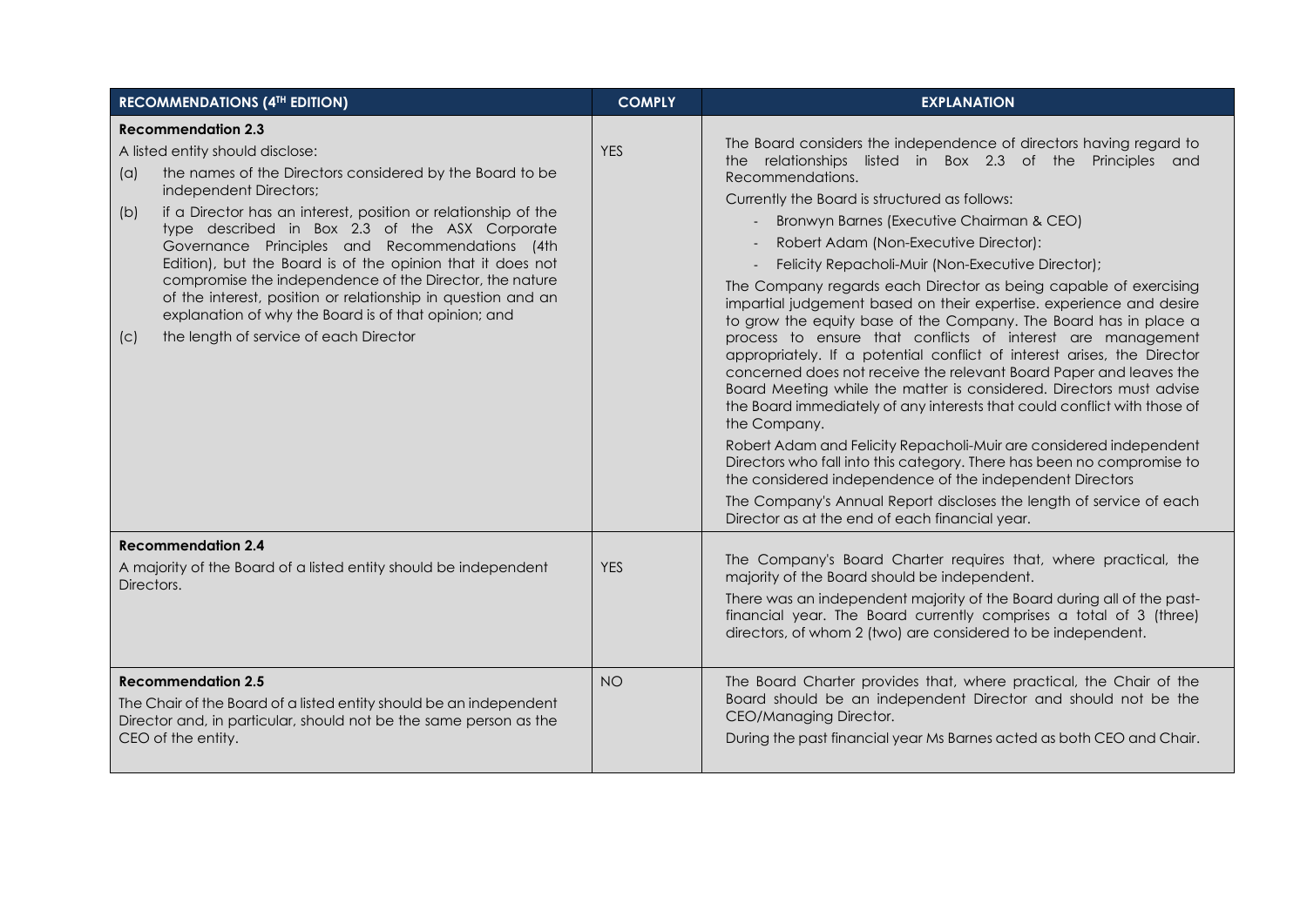| RECOMMENDATIONS (4TH EDITION) | COMPLY | EXPLANATION |
|---|---|---|
| **Recommendation 2.3**<br>A listed entity should disclose:<br>(a) the names of the Directors considered by the Board to be independent Directors;<br>(b) if a Director has an interest, position or relationship of the type described in Box 2.3 of the ASX Corporate Governance Principles and Recommendations (4th Edition), but the Board is of the opinion that it does not compromise the independence of the Director, the nature of the interest, position or relationship in question and an explanation of why the Board is of that opinion; and<br>(c) the length of service of each Director | YES | The Board considers the independence of directors having regard to the relationships listed in Box 2.3 of the Principles and Recommendations.<br>Currently the Board is structured as follows:<br>- Bronwyn Barnes (Executive Chairman & CEO)<br>- Robert Adam (Non-Executive Director):<br>- Felicity Repacholi-Muir (Non-Executive Director);<br>The Company regards each Director as being capable of exercising impartial judgement based on their expertise. experience and desire to grow the equity base of the Company. The Board has in place a process to ensure that conflicts of interest are management appropriately. If a potential conflict of interest arises, the Director concerned does not receive the relevant Board Paper and leaves the Board Meeting while the matter is considered. Directors must advise the Board immediately of any interests that could conflict with those of the Company.<br>Robert Adam and Felicity Repacholi-Muir are considered independent Directors who fall into this category. There has been no compromise to the considered independence of the independent Directors<br>The Company's Annual Report discloses the length of service of each Director as at the end of each financial year. |
| **Recommendation 2.4**<br>A majority of the Board of a listed entity should be independent Directors. | YES | The Company's Board Charter requires that, where practical, the majority of the Board should be independent.<br>There was an independent majority of the Board during all of the past-financial year. The Board currently comprises a total of 3 (three) directors, of whom 2 (two) are considered to be independent. |
| **Recommendation 2.5**<br>The Chair of the Board of a listed entity should be an independent Director and, in particular, should not be the same person as the CEO of the entity. | NO | The Board Charter provides that, where practical, the Chair of the Board should be an independent Director and should not be the CEO/Managing Director.<br>During the past financial year Ms Barnes acted as both CEO and Chair. |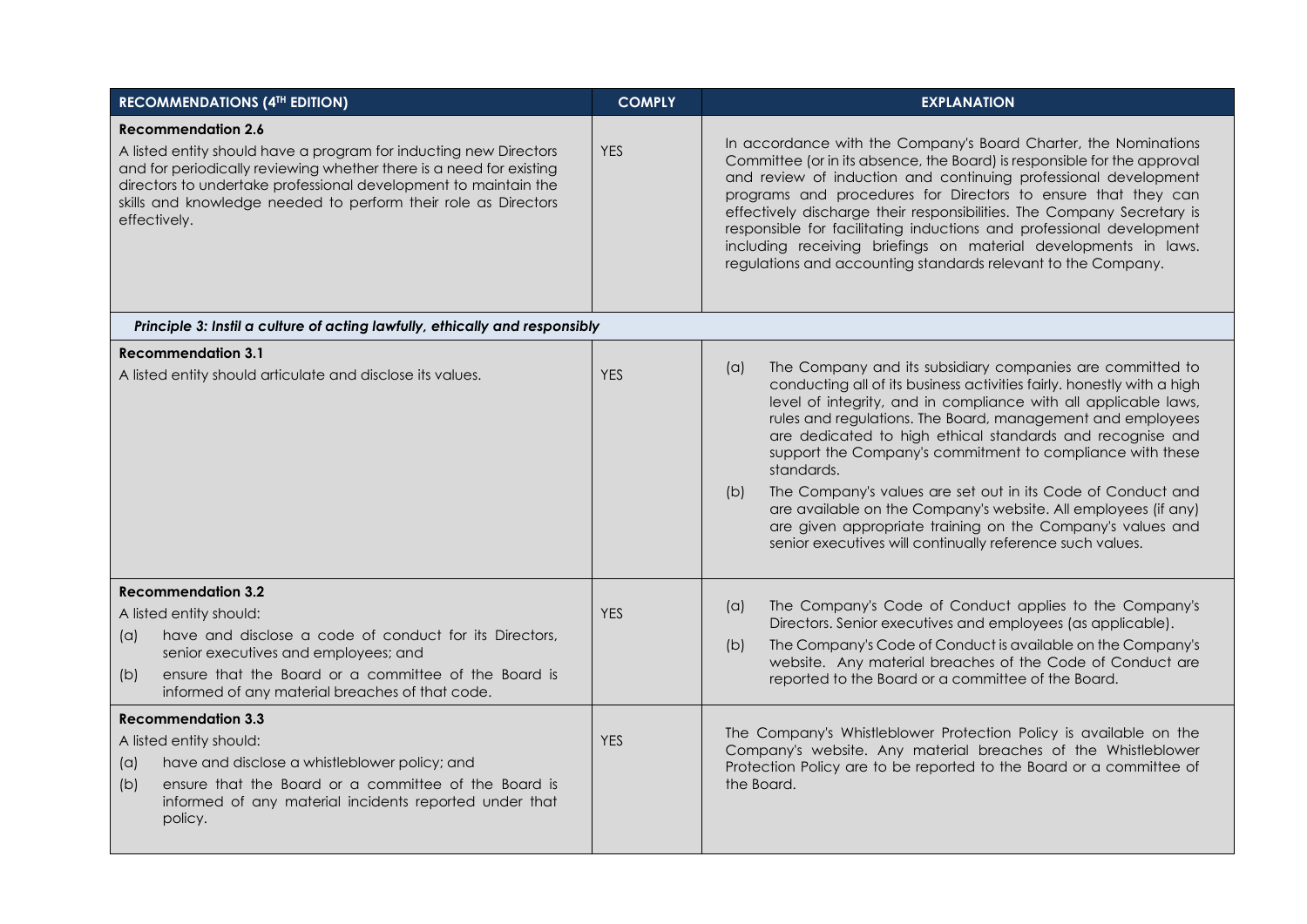| RECOMMENDATIONS (4TH EDITION) | COMPLY | EXPLANATION |
|---|---|---|
| **Recommendation 2.6**<br>A listed entity should have a program for inducting new Directors and for periodically reviewing whether there is a need for existing directors to undertake professional development to maintain the skills and knowledge needed to perform their role as Directors effectively. | YES | In accordance with the Company's Board Charter, the Nominations Committee (or in its absence, the Board) is responsible for the approval and review of induction and continuing professional development programs and procedures for Directors to ensure that they can effectively discharge their responsibilities. The Company Secretary is responsible for facilitating inductions and professional development including receiving briefings on material developments in laws. regulations and accounting standards relevant to the Company. |
| ***Principle 3: Instil a culture of acting lawfully, ethically and responsibly*** | | |
| **Recommendation 3.1**<br>A listed entity should articulate and disclose its values. | YES | (a) The Company and its subsidiary companies are committed to conducting all of its business activities fairly. honestly with a high level of integrity, and in compliance with all applicable laws, rules and regulations. The Board, management and employees are dedicated to high ethical standards and recognise and support the Company's commitment to compliance with these standards.<br>(b) The Company's values are set out in its Code of Conduct and are available on the Company's website. All employees (if any) are given appropriate training on the Company's values and senior executives will continually reference such values. |
| **Recommendation 3.2**<br>A listed entity should:<br>(a) have and disclose a code of conduct for its Directors, senior executives and employees; and<br>(b) ensure that the Board or a committee of the Board is informed of any material breaches of that code. | YES | (a) The Company's Code of Conduct applies to the Company's Directors. Senior executives and employees (as applicable).<br>(b) The Company's Code of Conduct is available on the Company's website. Any material breaches of the Code of Conduct are reported to the Board or a committee of the Board. |
| **Recommendation 3.3**<br>A listed entity should:<br>(a) have and disclose a whistleblower policy; and<br>(b) ensure that the Board or a committee of the Board is informed of any material incidents reported under that policy. | YES | The Company's Whistleblower Protection Policy is available on the Company's website. Any material breaches of the Whistleblower Protection Policy are to be reported to the Board or a committee of the Board. |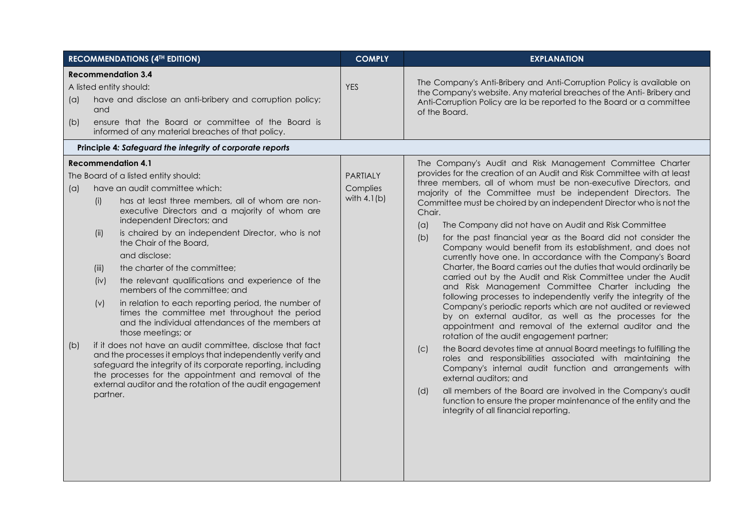| RECOMMENDATIONS (4TH EDITION) | COMPLY | EXPLANATION |
|---|---|---|
| **Recommendation 3.4**<br>A listed entity should:<br>(a) have and disclose an anti-bribery and corruption policy; and<br>(b) ensure that the Board or committee of the Board is informed of any material breaches of that policy. | YES | The Company's Anti-Bribery and Anti-Corruption Policy is available on the Company's website. Any material breaches of the Anti- Bribery and Anti-Corruption Policy are la be reported to the Board or a committee of the Board. |
| ***Principle 4: Safeguard the integrity of corporate reports*** | | |
| **Recommendation 4.1**<br>The Board of a listed entity should:<br>(a) have an audit committee which:<br>(i) has at least three members, all of whom are non-executive Directors and a majority of whom are independent Directors; and<br>(ii) is chaired by an independent Director, who is not the Chair of the Board,<br>and disclose:<br>(iii) the charter of the committee;<br>(iv) the relevant qualifications and experience of the members of the committee; and<br>(v) in relation to each reporting period, the number of times the committee met throughout the period and the individual attendances of the members at those meetings; or<br>(b) if it does not have an audit committee, disclose that fact and the processes it employs that independently verify and safeguard the integrity of its corporate reporting, including the processes for the appointment and removal of the external auditor and the rotation of the audit engagement partner. | PARTIALY Complies with 4.1(b) | The Company's Audit and Risk Management Committee Charter provides for the creation of an Audit and Risk Committee with at least three members, all of whom must be non-executive Directors, and majority of the Committee must be independent Directors. The Committee must be choired by an independent Director who is not the Chair.<br>(a) The Company did not have on Audit and Risk Committee<br>(b) for the past financial year as the Board did not consider the Company would benefit from its establishment, and does not currently hove one. In accordance with the Company's Board Charter, the Board carries out the duties that would ordinarily be carried out by the Audit and Risk Committee under the Audit and Risk Management Committee Charter including the following processes to independently verify the integrity of the Company's periodic reports which are not audited or reviewed by on external auditor, as well as the processes for the appointment and removal of the external auditor and the rotation of the audit engagement partner;<br>(c) the Board devotes time at annual Board meetings to fulfilling the roles and responsibilities associated with maintaining the Company's internal audit function and arrangements with external auditors; and<br>(d) all members of the Board are involved in the Company's audit function to ensure the proper maintenance of the entity and the integrity of all financial reporting. |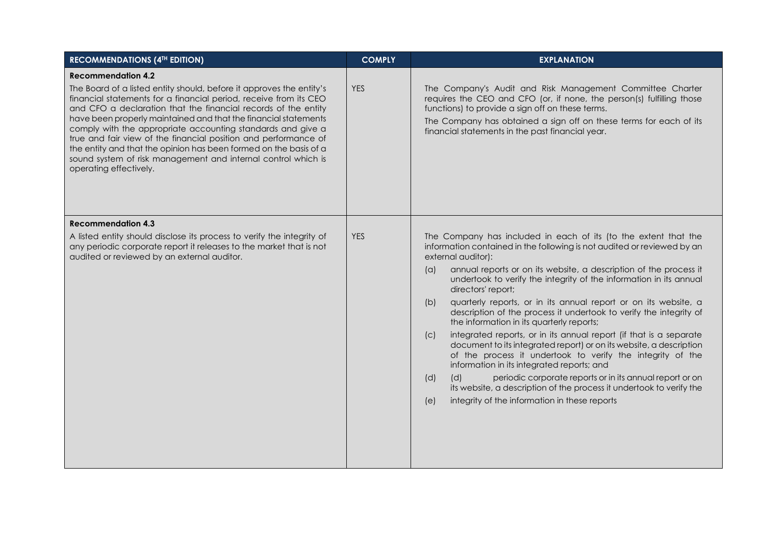| RECOMMENDATIONS (4TH EDITION) | COMPLY | EXPLANATION |
|---|---|---|
| **Recommendation 4.2**<br>The Board of a listed entity should, before it approves the entity's financial statements for a financial period, receive from its CEO and CFO a declaration that the financial records of the entity have been properly maintained and that the financial statements comply with the appropriate accounting standards and give a true and fair view of the financial position and performance of the entity and that the opinion has been formed on the basis of a sound system of risk management and internal control which is operating effectively. | YES | The Company's Audit and Risk Management Committee Charter requires the CEO and CFO (or, if none, the person(s) fulfilling those functions) to provide a sign off on these terms.<br>The Company has obtained a sign off on these terms for each of its financial statements in the past financial year. |
| **Recommendation 4.3**<br>A listed entity should disclose its process to verify the integrity of any periodic corporate report it releases to the market that is not audited or reviewed by an external auditor. | YES | The Company has included in each of its (to the extent that the information contained in the following is not audited or reviewed by an external auditor):<br>(a) annual reports or on its website, a description of the process it undertook to verify the integrity of the information in its annual directors' report;<br>(b) quarterly reports, or in its annual report or on its website, a description of the process it undertook to verify the integrity of the information in its quarterly reports;<br>(c) integrated reports, or in its annual report (if that is a separate document to its integrated report) or on its website, a description of the process it undertook to verify the integrity of the information in its integrated reports; and<br>(d) (d) periodic corporate reports or in its annual report or on its website, a description of the process it undertook to verify the<br>(e) integrity of the information in these reports |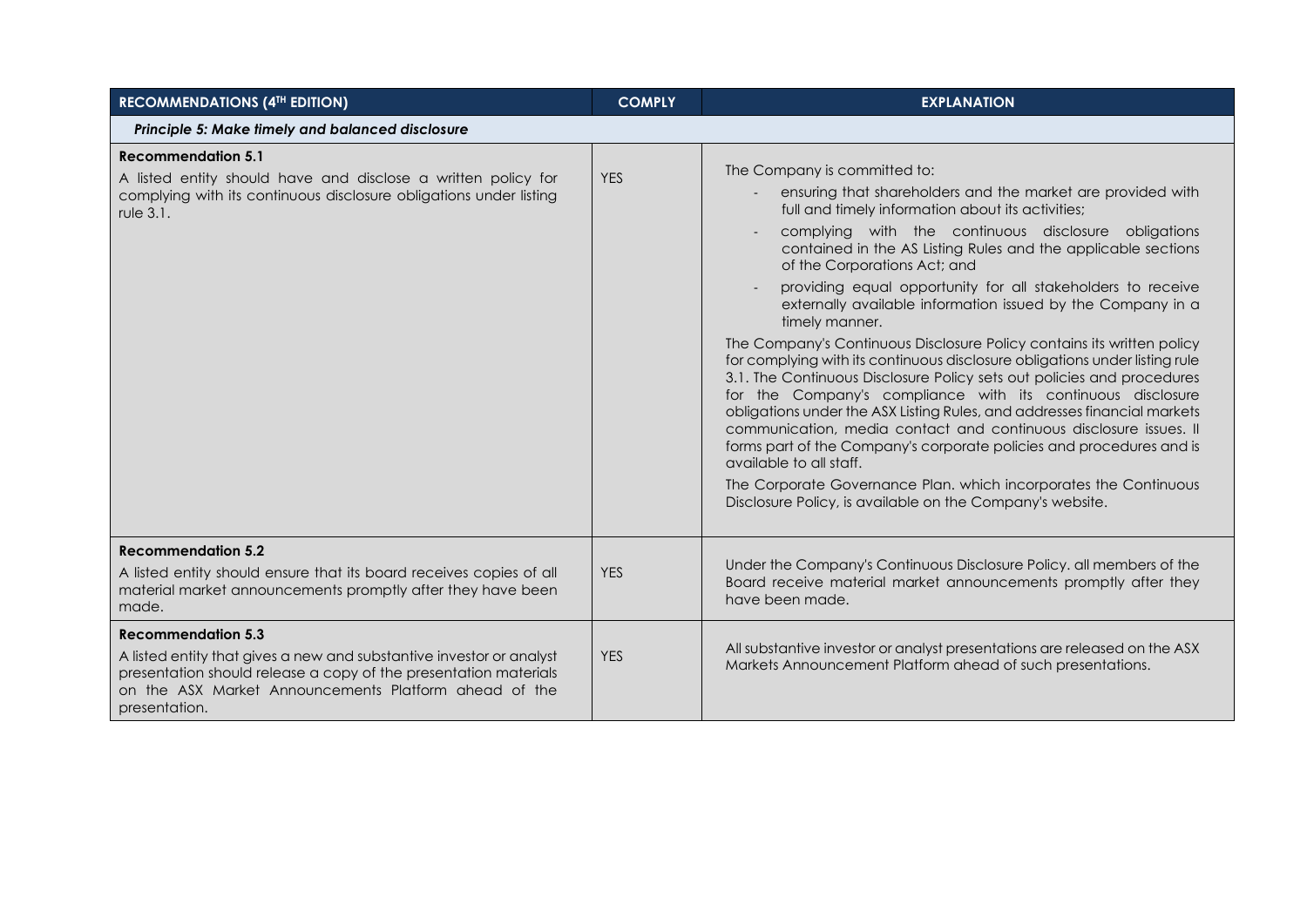| RECOMMENDATIONS (4TH EDITION) | COMPLY | EXPLANATION |
|---|---|---|
| ***Principle 5: Make timely and balanced disclosure*** | | |
| **Recommendation 5.1**<br>A listed entity should have and disclose a written policy for complying with its continuous disclosure obligations under listing rule 3.1. | YES | The Company is committed to:<br>- ensuring that shareholders and the market are provided with full and timely information about its activities;<br>- complying with the continuous disclosure obligations contained in the AS Listing Rules and the applicable sections of the Corporations Act; and<br>- providing equal opportunity for all stakeholders to receive externally available information issued by the Company in a timely manner.<br>The Company's Continuous Disclosure Policy contains its written policy for complying with its continuous disclosure obligations under listing rule 3.1. The Continuous Disclosure Policy sets out policies and procedures for the Company's compliance with its continuous disclosure obligations under the ASX Listing Rules, and addresses financial markets communication, media contact and continuous disclosure issues. Il forms part of the Company's corporate policies and procedures and is available to all staff.<br>The Corporate Governance Plan. which incorporates the Continuous Disclosure Policy, is available on the Company's website. |
| **Recommendation 5.2**<br>A listed entity should ensure that its board receives copies of all material market announcements promptly after they have been made. | YES | Under the Company's Continuous Disclosure Policy. all members of the Board receive material market announcements promptly after they have been made. |
| **Recommendation 5.3**<br>A listed entity that gives a new and substantive investor or analyst presentation should release a copy of the presentation materials on the ASX Market Announcements Platform ahead of the presentation. | YES | All substantive investor or analyst presentations are released on the ASX Markets Announcement Platform ahead of such presentations. |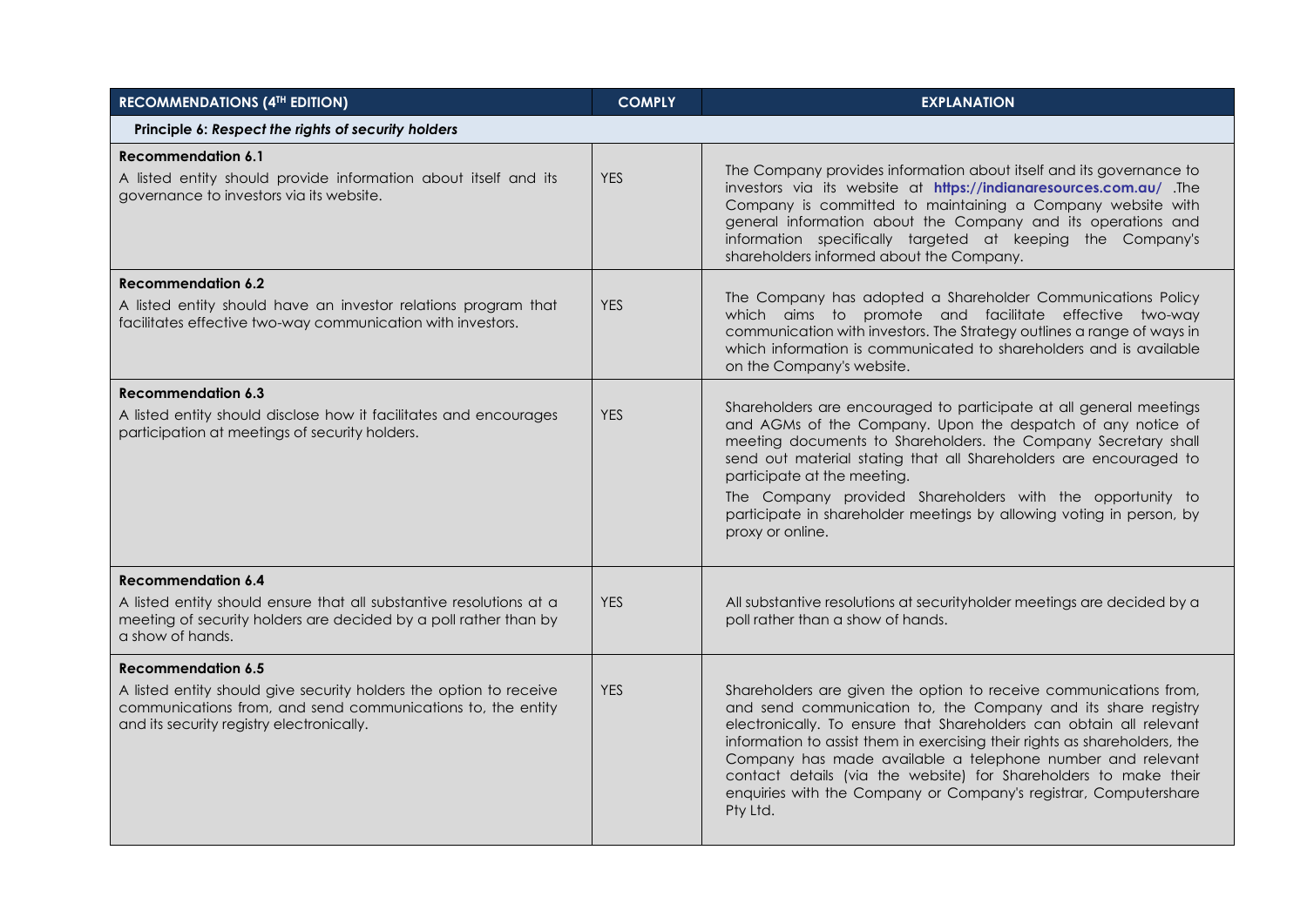| RECOMMENDATIONS (4TH EDITION) | COMPLY | EXPLANATION |
|---|---|---|
| **Principle 6: *Respect the rights of security holders*** | | |
| **Recommendation 6.1**<br>A listed entity should provide information about itself and its governance to investors via its website. | YES | The Company provides information about itself and its governance to investors via its website at **https://indianaresources.com.au/** .The Company is committed to maintaining a Company website with general information about the Company and its operations and information specifically targeted at keeping the Company's shareholders informed about the Company. |
| **Recommendation 6.2**<br>A listed entity should have an investor relations program that facilitates effective two-way communication with investors. | YES | The Company has adopted a Shareholder Communications Policy which aims to promote and facilitate effective two-way communication with investors. The Strategy outlines a range of ways in which information is communicated to shareholders and is available on the Company's website. |
| **Recommendation 6.3**<br>A listed entity should disclose how it facilitates and encourages participation at meetings of security holders. | YES | Shareholders are encouraged to participate at all general meetings and AGMs of the Company. Upon the despatch of any notice of meeting documents to Shareholders. the Company Secretary shall send out material stating that all Shareholders are encouraged to participate at the meeting.<br>The Company provided Shareholders with the opportunity to participate in shareholder meetings by allowing voting in person, by proxy or online. |
| **Recommendation 6.4**<br>A listed entity should ensure that all substantive resolutions at a meeting of security holders are decided by a poll rather than by a show of hands. | YES | All substantive resolutions at securityholder meetings are decided by a poll rather than a show of hands. |
| **Recommendation 6.5**<br>A listed entity should give security holders the option to receive communications from, and send communications to, the entity and its security registry electronically. | YES | Shareholders are given the option to receive communications from, and send communication to, the Company and its share registry electronically. To ensure that Shareholders can obtain all relevant information to assist them in exercising their rights as shareholders, the Company has made available a telephone number and relevant contact details (via the website) for Shareholders to make their enquiries with the Company or Company's registrar, Computershare Pty Ltd. |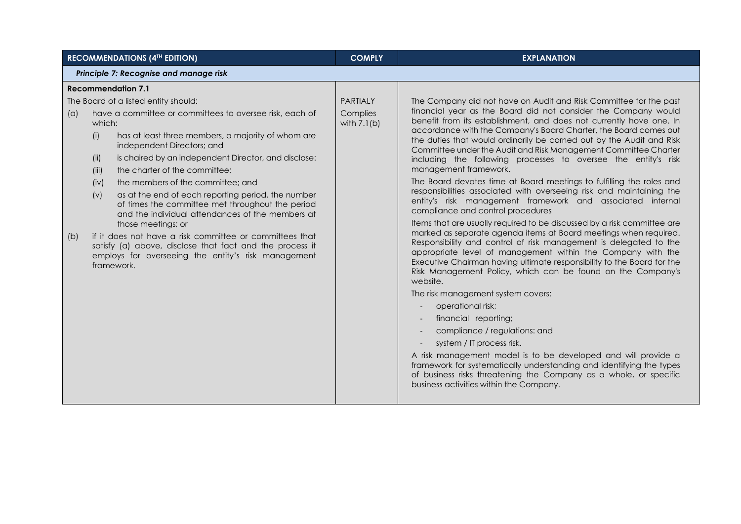| RECOMMENDATIONS (4TH EDITION) | COMPLY | EXPLANATION |
|---|---|---|
| ***Principle 7: Recognise and manage risk*** | | |
| **Recommendation 7.1**<br>The Board of a listed entity should:<br>(a) have a committee or committees to oversee risk, each of which:<br>(i) has at least three members, a majority of whom are independent Directors; and<br>(ii) is chaired by an independent Director, and disclose:<br>(iii) the charter of the committee;<br>(iv) the members of the committee; and<br>(v) as at the end of each reporting period, the number of times the committee met throughout the period and the individual attendances of the members at those meetings; or<br>(b) if it does not have a risk committee or committees that satisfy (a) above, disclose that fact and the process it employs for overseeing the entity's risk management framework. | PARTIALLY<br>Complies with 7.1(b) | The Company did not have on Audit and Risk Committee for the past financial year as the Board did not consider the Company would benefit from its establishment, and does not currently hove one. In accordance with the Company's Board Charter, the Board comes out the duties that would ordinarily be corned out by the Audit and Risk Committee under the Audit and Risk Management Committee Charter including the following processes to oversee the entity's risk management framework.<br>The Board devotes time at Board meetings to fulfilling the roles and responsibilities associated with overseeing risk and maintaining the entity's risk management framework and associated internal compliance and control procedures<br>Items that are usually required to be discussed by a risk committee are marked as separate agenda items at Board meetings when required. Responsibility and control of risk management is delegated to the appropriate level of management within the Company with the Executive Chairman having ultimate responsibility to the Board for the Risk Management Policy, which can be found on the Company's website.<br>The risk management system covers:<br>- operational risk;<br>- financial reporting;<br>- compliance / regulations: and<br>- system / IT process risk.<br>A risk management model is to be developed and will provide a framework for systematically understanding and identifying the types of business risks threatening the Company as a whole, or specific business activities within the Company. |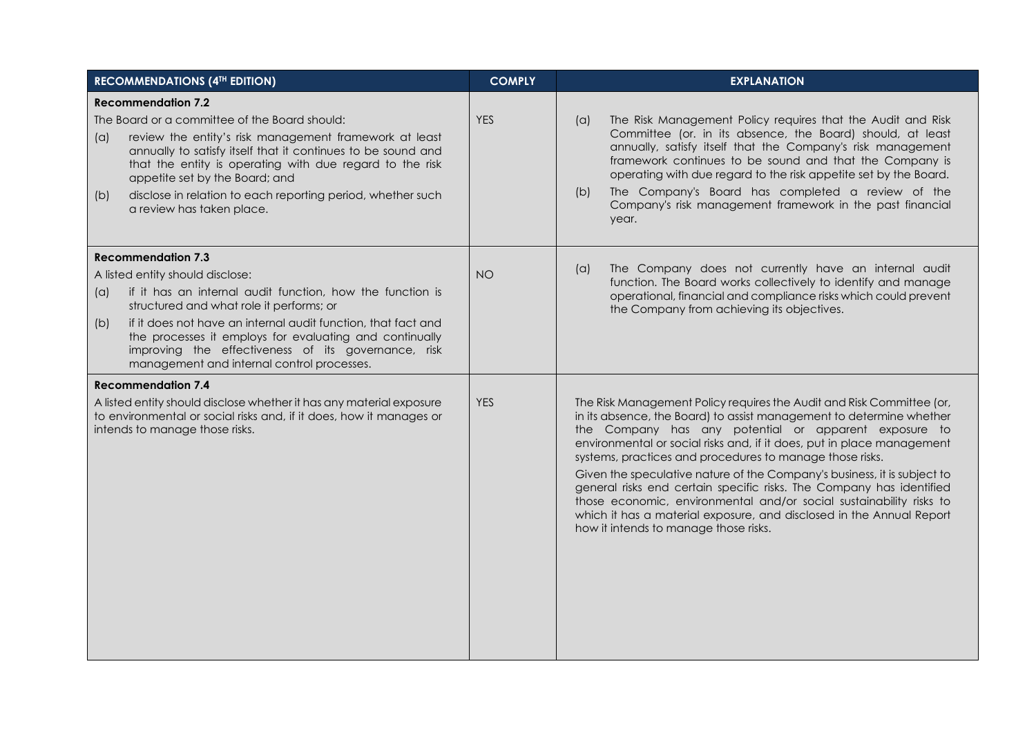| RECOMMENDATIONS (4TH EDITION) | COMPLY | EXPLANATION |
|---|---|---|
| **Recommendation 7.2**<br>The Board or a committee of the Board should:<br>(a) review the entity's risk management framework at least annually to satisfy itself that it continues to be sound and that the entity is operating with due regard to the risk appetite set by the Board; and<br>(b) disclose in relation to each reporting period, whether such a review has taken place. | YES | (a) The Risk Management Policy requires that the Audit and Risk Committee (or. in its absence, the Board) should, at least annually, satisfy itself that the Company's risk management framework continues to be sound and that the Company is operating with due regard to the risk appetite set by the Board.<br>(b) The Company's Board has completed a review of the Company's risk management framework in the past financial year. |
| **Recommendation 7.3**<br>A listed entity should disclose:<br>(a) if it has an internal audit function, how the function is structured and what role it performs; or<br>(b) if it does not have an internal audit function, that fact and the processes it employs for evaluating and continually improving the effectiveness of its governance, risk management and internal control processes. | NO | (a) The Company does not currently have an internal audit function. The Board works collectively to identify and manage operational, financial and compliance risks which could prevent the Company from achieving its objectives. |
| **Recommendation 7.4**<br>A listed entity should disclose whether it has any material exposure to environmental or social risks and, if it does, how it manages or intends to manage those risks. | YES | The Risk Management Policy requires the Audit and Risk Committee (or, in its absence, the Board) to assist management to determine whether the Company has any potential or apparent exposure to environmental or social risks and, if it does, put in place management systems, practices and procedures to manage those risks.<br>Given the speculative nature of the Company's business, it is subject to general risks end certain specific risks. The Company has identified those economic, environmental and/or social sustainability risks to which it has a material exposure, and disclosed in the Annual Report how it intends to manage those risks. |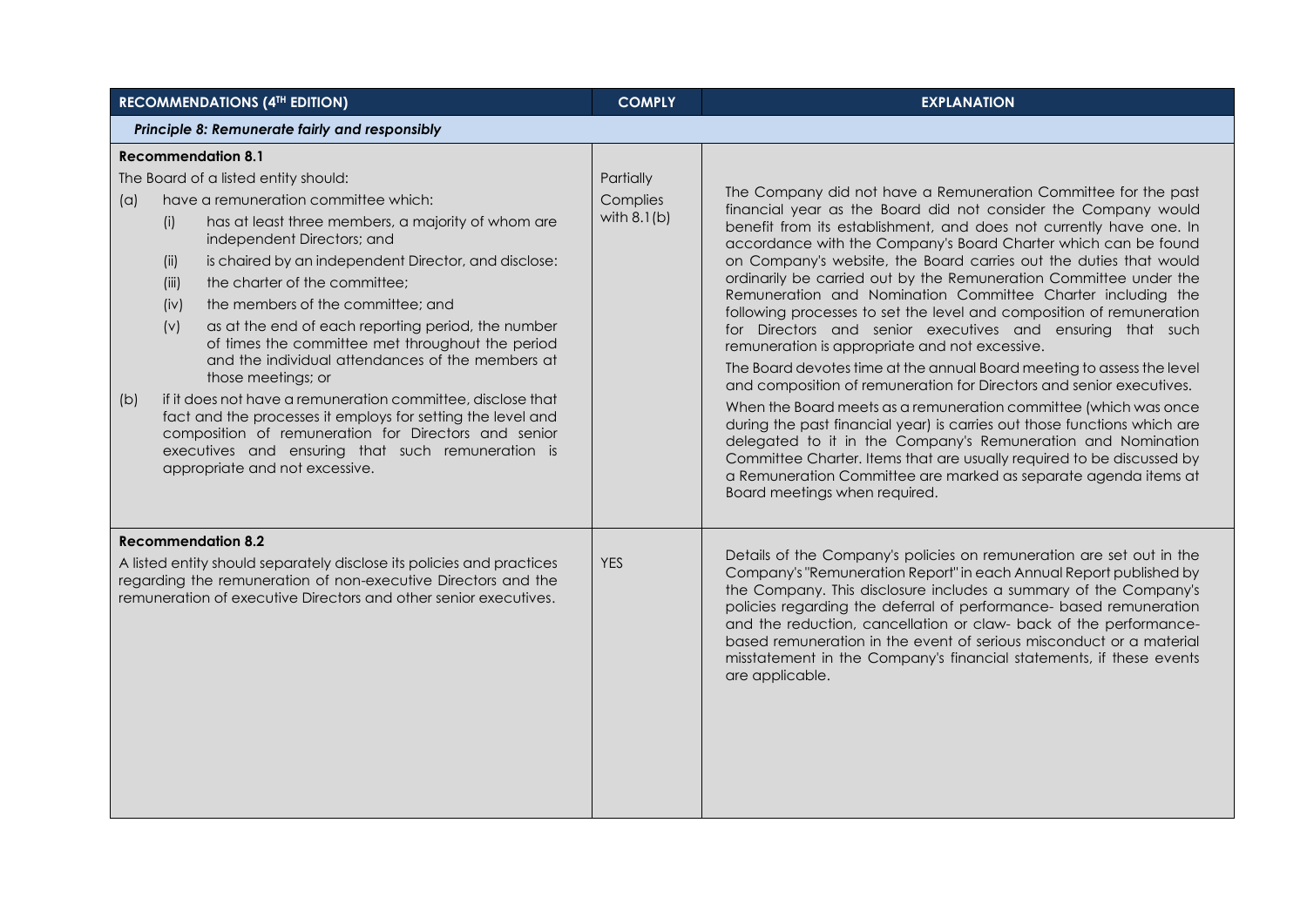| RECOMMENDATIONS (4[TH] EDITION) | COMPLY | EXPLANATION |
|---|---|---|
| ***Principle 8: Remunerate fairly and responsibly*** | | |
| **Recommendation 8.1**<br>The Board of a listed entity should:<br>(a) have a remuneration committee which:<br>(i) has at least three members, a majority of whom are independent Directors; and<br>(ii) is chaired by an independent Director, and disclose:<br>(iii) the charter of the committee;<br>(iv) the members of the committee; and<br>(v) as at the end of each reporting period, the number of times the committee met throughout the period and the individual attendances of the members at those meetings; or<br>(b) if it does not have a remuneration committee, disclose that fact and the processes it employs for setting the level and composition of remuneration for Directors and senior executives and ensuring that such remuneration is appropriate and not excessive. | Partially Complies with 8.1(b) | The Company did not have a Remuneration Committee for the past financial year as the Board did not consider the Company would benefit from its establishment, and does not currently have one. In accordance with the Company's Board Charter which can be found on Company's website, the Board carries out the duties that would ordinarily be carried out by the Remuneration Committee under the Remuneration and Nomination Committee Charter including the following processes to set the level and composition of remuneration for Directors and senior executives and ensuring that such remuneration is appropriate and not excessive.<br>The Board devotes time at the annual Board meeting to assess the level and composition of remuneration for Directors and senior executives.<br>When the Board meets as a remuneration committee (which was once during the past financial year) is carries out those functions which are delegated to it in the Company's Remuneration and Nomination Committee Charter. Items that are usually required to be discussed by a Remuneration Committee are marked as separate agenda items at Board meetings when required. |
| **Recommendation 8.2**<br>A listed entity should separately disclose its policies and practices regarding the remuneration of non-executive Directors and the remuneration of executive Directors and other senior executives. | YES | Details of the Company's policies on remuneration are set out in the Company's "Remuneration Report" in each Annual Report published by the Company. This disclosure includes a summary of the Company's policies regarding the deferral of performance- based remuneration and the reduction, cancellation or claw- back of the performance-based remuneration in the event of serious misconduct or a material misstatement in the Company's financial statements, if these events are applicable. |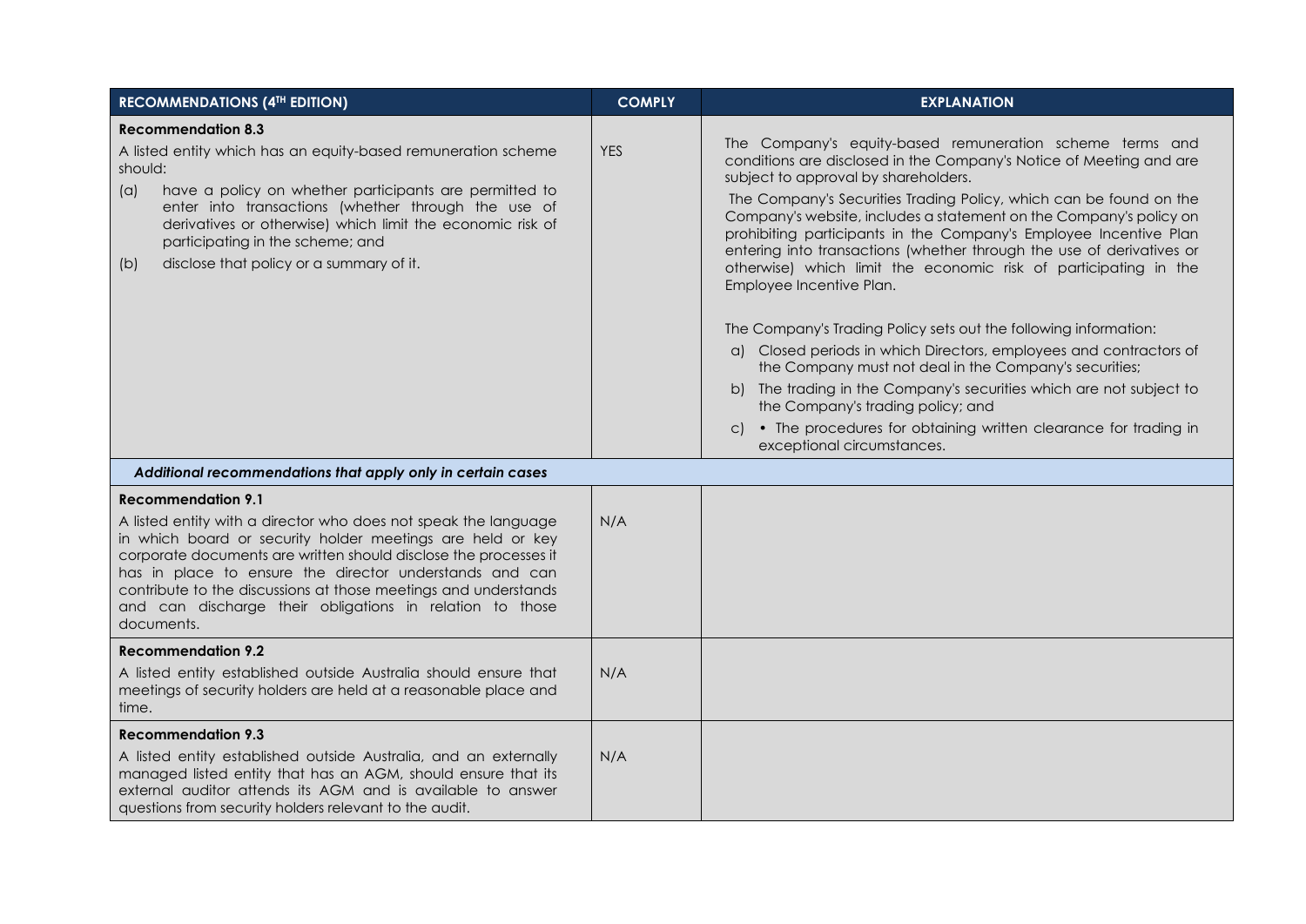| RECOMMENDATIONS (4TH EDITION) | COMPLY | EXPLANATION |
|---|---|---|
| **Recommendation 8.3**<br>A listed entity which has an equity-based remuneration scheme should:<br>(a) have a policy on whether participants are permitted to enter into transactions (whether through the use of derivatives or otherwise) which limit the economic risk of participating in the scheme; and<br>(b) disclose that policy or a summary of it. | YES | The Company's equity-based remuneration scheme terms and conditions are disclosed in the Company's Notice of Meeting and are subject to approval by shareholders.<br>The Company's Securities Trading Policy, which can be found on the Company's website, includes a statement on the Company's policy on prohibiting participants in the Company's Employee Incentive Plan entering into transactions (whether through the use of derivatives or otherwise) which limit the economic risk of participating in the Employee Incentive Plan.<br><br>The Company's Trading Policy sets out the following information:<br>a) Closed periods in which Directors, employees and contractors of the Company must not deal in the Company's securities;<br>b) The trading in the Company's securities which are not subject to the Company's trading policy; and<br>c) • The procedures for obtaining written clearance for trading in exceptional circumstances. |
| ***Additional recommendations that apply only in certain cases*** | | |
| **Recommendation 9.1**<br>A listed entity with a director who does not speak the language in which board or security holder meetings are held or key corporate documents are written should disclose the processes it has in place to ensure the director understands and can contribute to the discussions at those meetings and understands and can discharge their obligations in relation to those documents. | N/A | |
| **Recommendation 9.2**<br>A listed entity established outside Australia should ensure that meetings of security holders are held at a reasonable place and time. | N/A | |
| **Recommendation 9.3**<br>A listed entity established outside Australia, and an externally managed listed entity that has an AGM, should ensure that its external auditor attends its AGM and is available to answer questions from security holders relevant to the audit. | N/A | |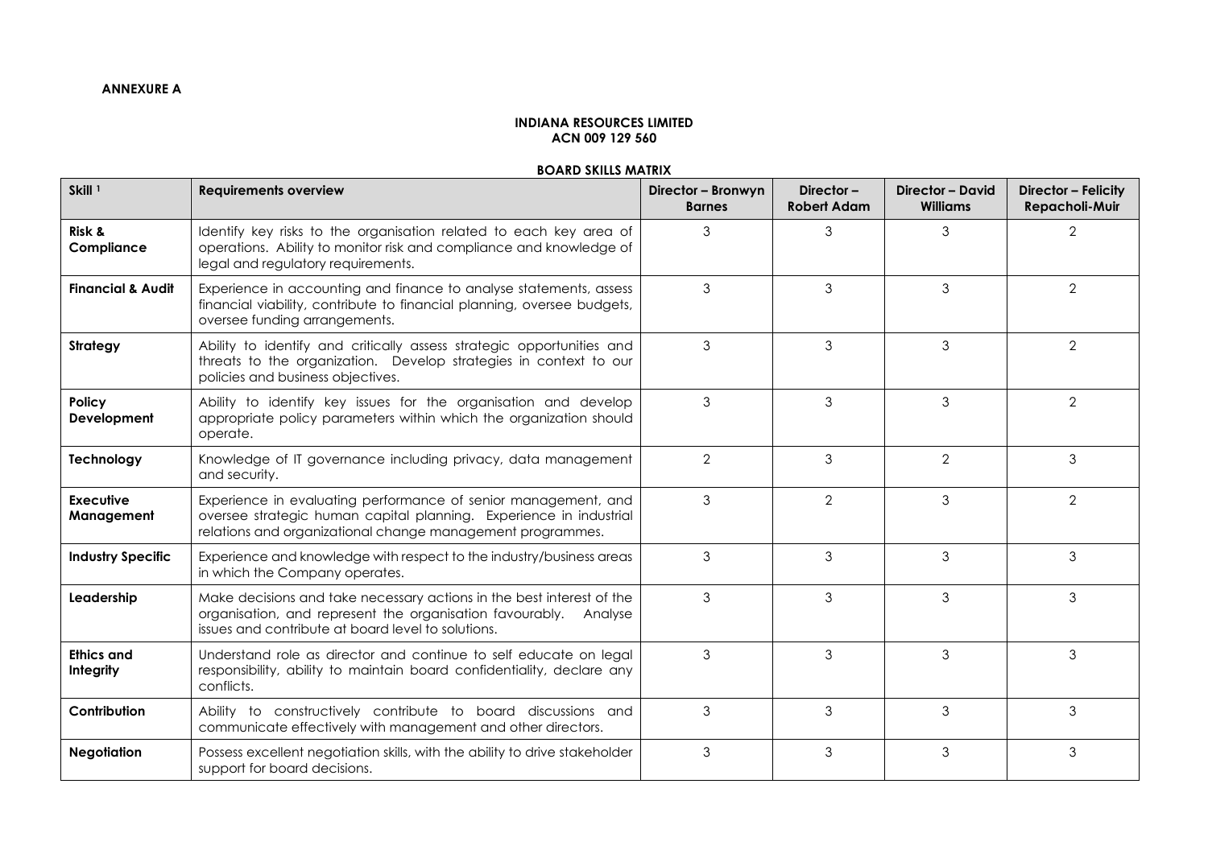**ANNEXURE A**

**INDIANA RESOURCES LIMITED**
**ACN 009 129 560**

**BOARD SKILLS MATRIX**

| Skill [1] | Requirements overview | Director – Bronwyn Barnes | Director – Robert Adam | Director – David Williams | Director – Felicity Repacholi-Muir |
|---|---|---|---|---|---|
| **Risk & Compliance** | Identify key risks to the organisation related to each key area of operations. Ability to monitor risk and compliance and knowledge of legal and regulatory requirements. | 3 | 3 | 3 | 2 |
| **Financial & Audit** | Experience in accounting and finance to analyse statements, assess financial viability, contribute to financial planning, oversee budgets, oversee funding arrangements. | 3 | 3 | 3 | 2 |
| **Strategy** | Ability to identify and critically assess strategic opportunities and threats to the organization. Develop strategies in context to our policies and business objectives. | 3 | 3 | 3 | 2 |
| **Policy Development** | Ability to identify key issues for the organisation and develop appropriate policy parameters within which the organization should operate. | 3 | 3 | 3 | 2 |
| **Technology** | Knowledge of IT governance including privacy, data management and security. | 2 | 3 | 2 | 3 |
| **Executive Management** | Experience in evaluating performance of senior management, and oversee strategic human capital planning. Experience in industrial relations and organizational change management programmes. | 3 | 2 | 3 | 2 |
| **Industry Specific** | Experience and knowledge with respect to the industry/business areas in which the Company operates. | 3 | 3 | 3 | 3 |
| **Leadership** | Make decisions and take necessary actions in the best interest of the organisation, and represent the organisation favourably. Analyse issues and contribute at board level to solutions. | 3 | 3 | 3 | 3 |
| **Ethics and Integrity** | Understand role as director and continue to self educate on legal responsibility, ability to maintain board confidentiality, declare any conflicts. | 3 | 3 | 3 | 3 |
| **Contribution** | Ability to constructively contribute to board discussions and communicate effectively with management and other directors. | 3 | 3 | 3 | 3 |
| **Negotiation** | Possess excellent negotiation skills, with the ability to drive stakeholder support for board decisions. | 3 | 3 | 3 | 3 |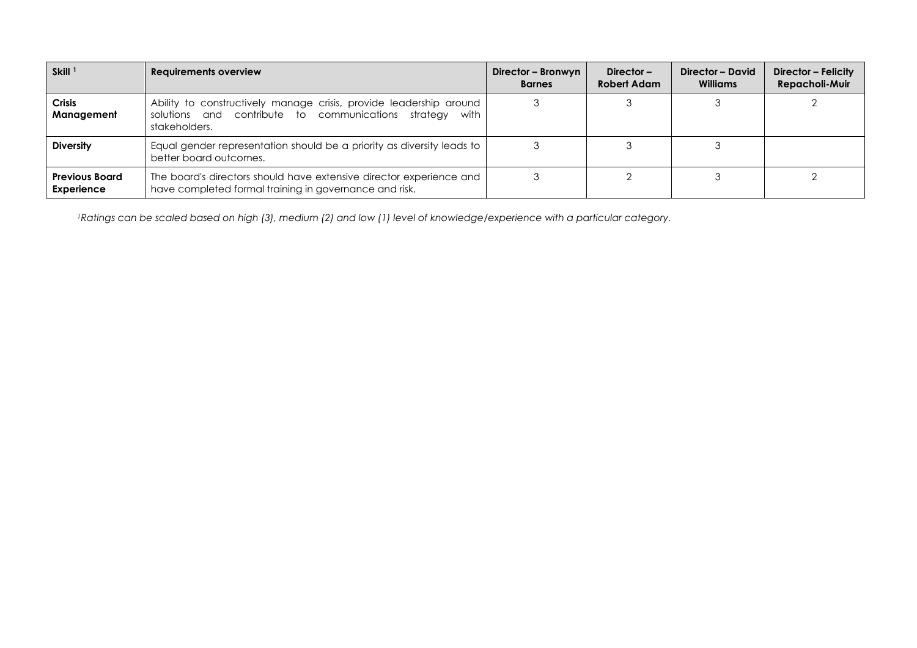| Skill [1] | Requirements overview | Director – Bronwyn Barnes | Director – Robert Adam | Director – David Williams | Director – Felicity Repacholi-Muir |
| --- | --- | --- | --- | --- | --- |
| **Crisis Management** | Ability to constructively manage crisis, provide leadership around solutions and contribute to communications strategy with stakeholders. | 3 | 3 | 3 | 2 |
| **Diversity** | Equal gender representation should be a priority as diversity leads to better board outcomes. | 3 | 3 | 3 | |
| **Previous Board Experience** | The board's directors should have extensive director experience and have completed formal training in governance and risk. | 3 | 2 | 3 | 2 |

*[1]Ratings can be scaled based on high (3), medium (2) and low (1) level of knowledge/experience with a particular category.*